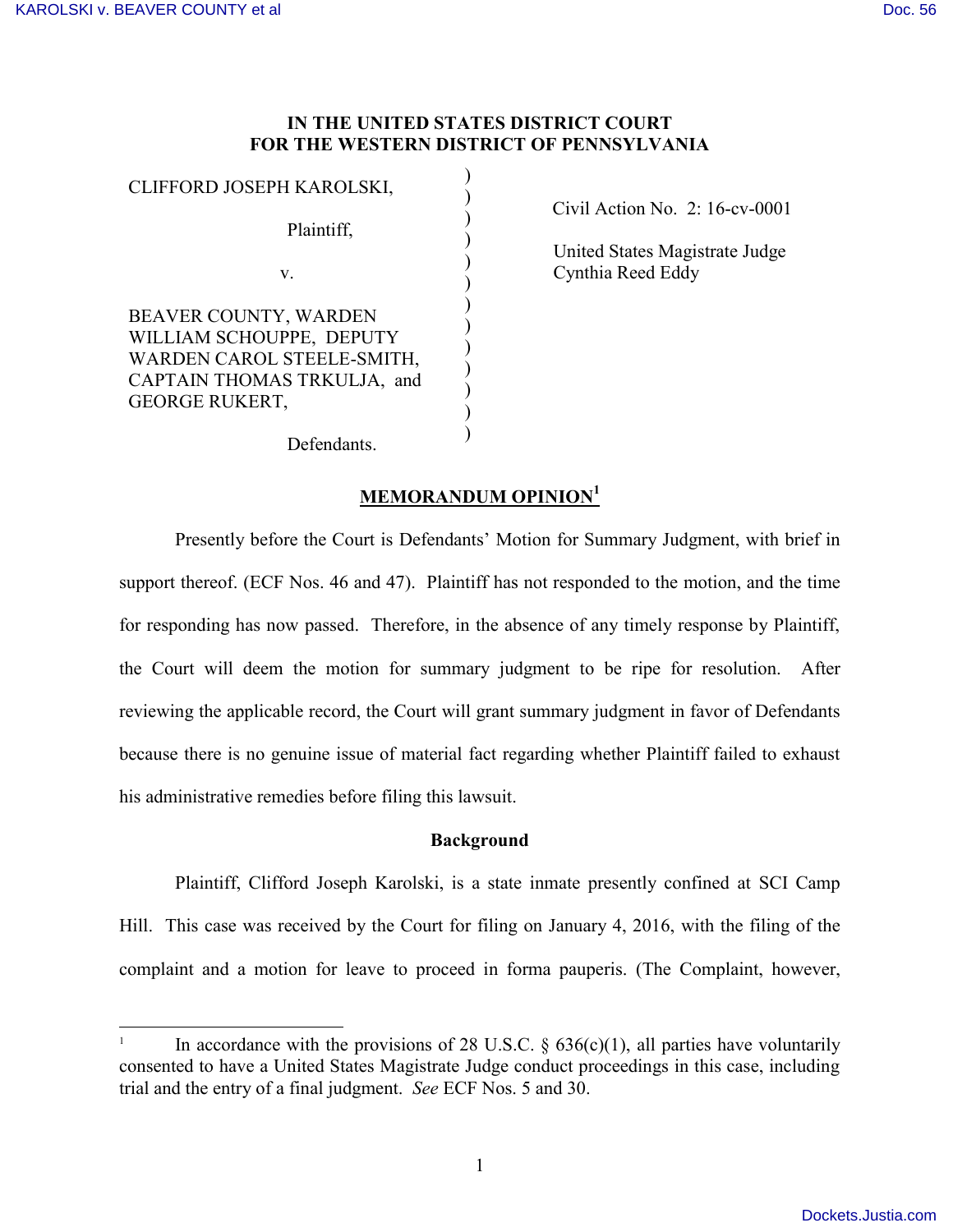# IN THE UNITED STATES DISTRICT COURT FOR THE WESTERN DISTRICT OF PENNSYLVANIA

| | | |
|---|---|---|
| CLIFFORD JOSEPH KAROLSKI,<br><br>Plaintiff,<br><br>v.<br><br>BEAVER COUNTY, WARDEN WILLIAM SCHOUPPE, DEPUTY WARDEN CAROL STEELE-SMITH, CAPTAIN THOMAS TRKULJA, and GEORGE RUKERT,<br><br>Defendants. | ) | Civil Action No. 2: 16-cv-0001<br><br>United States Magistrate Judge Cynthia Reed Eddy |

## MEMORANDUM OPINION[1]

Presently before the Court is Defendants' Motion for Summary Judgment, with brief in support thereof. (ECF Nos. 46 and 47). Plaintiff has not responded to the motion, and the time for responding has now passed. Therefore, in the absence of any timely response by Plaintiff, the Court will deem the motion for summary judgment to be ripe for resolution. After reviewing the applicable record, the Court will grant summary judgment in favor of Defendants because there is no genuine issue of material fact regarding whether Plaintiff failed to exhaust his administrative remedies before filing this lawsuit.

### Background

Plaintiff, Clifford Joseph Karolski, is a state inmate presently confined at SCI Camp Hill. This case was received by the Court for filing on January 4, 2016, with the filing of the complaint and a motion for leave to proceed in forma pauperis. (The Complaint, however,

---

[1] In accordance with the provisions of 28 U.S.C. § 636(c)(1), all parties have voluntarily consented to have a United States Magistrate Judge conduct proceedings in this case, including trial and the entry of a final judgment. *See* ECF Nos. 5 and 30.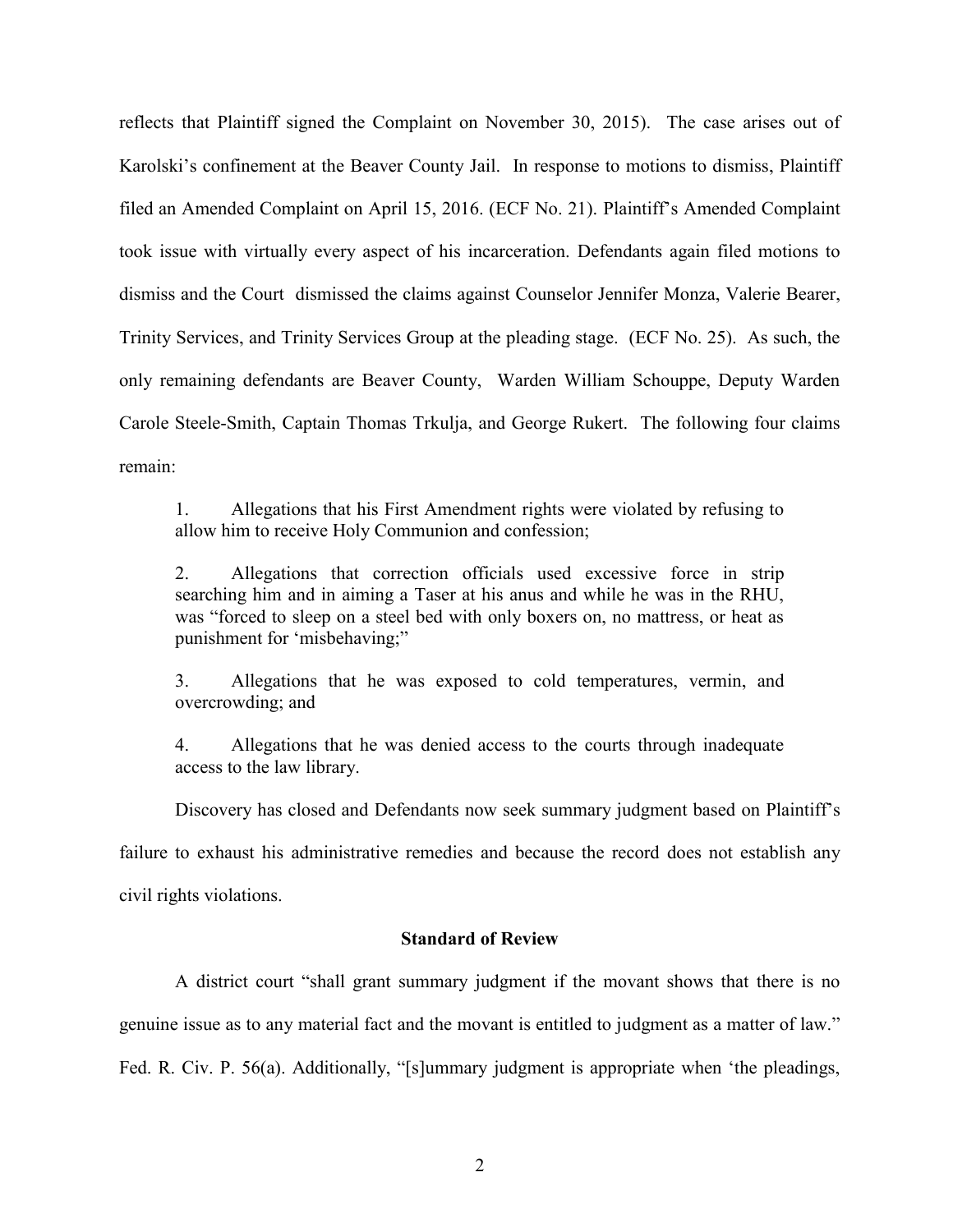reflects that Plaintiff signed the Complaint on November 30, 2015). The case arises out of Karolski's confinement at the Beaver County Jail. In response to motions to dismiss, Plaintiff filed an Amended Complaint on April 15, 2016. (ECF No. 21). Plaintiff's Amended Complaint took issue with virtually every aspect of his incarceration. Defendants again filed motions to dismiss and the Court dismissed the claims against Counselor Jennifer Monza, Valerie Bearer, Trinity Services, and Trinity Services Group at the pleading stage. (ECF No. 25). As such, the only remaining defendants are Beaver County, Warden William Schouppe, Deputy Warden Carole Steele-Smith, Captain Thomas Trkulja, and George Rukert. The following four claims remain:

> 1. Allegations that his First Amendment rights were violated by refusing to allow him to receive Holy Communion and confession;
>
> 2. Allegations that correction officials used excessive force in strip searching him and in aiming a Taser at his anus and while he was in the RHU, was "forced to sleep on a steel bed with only boxers on, no mattress, or heat as punishment for 'misbehaving;"
>
> 3. Allegations that he was exposed to cold temperatures, vermin, and overcrowding; and
>
> 4. Allegations that he was denied access to the courts through inadequate access to the law library.

Discovery has closed and Defendants now seek summary judgment based on Plaintiff's failure to exhaust his administrative remedies and because the record does not establish any civil rights violations.

## Standard of Review

A district court "shall grant summary judgment if the movant shows that there is no genuine issue as to any material fact and the movant is entitled to judgment as a matter of law." Fed. R. Civ. P. 56(a). Additionally, "[s]ummary judgment is appropriate when 'the pleadings,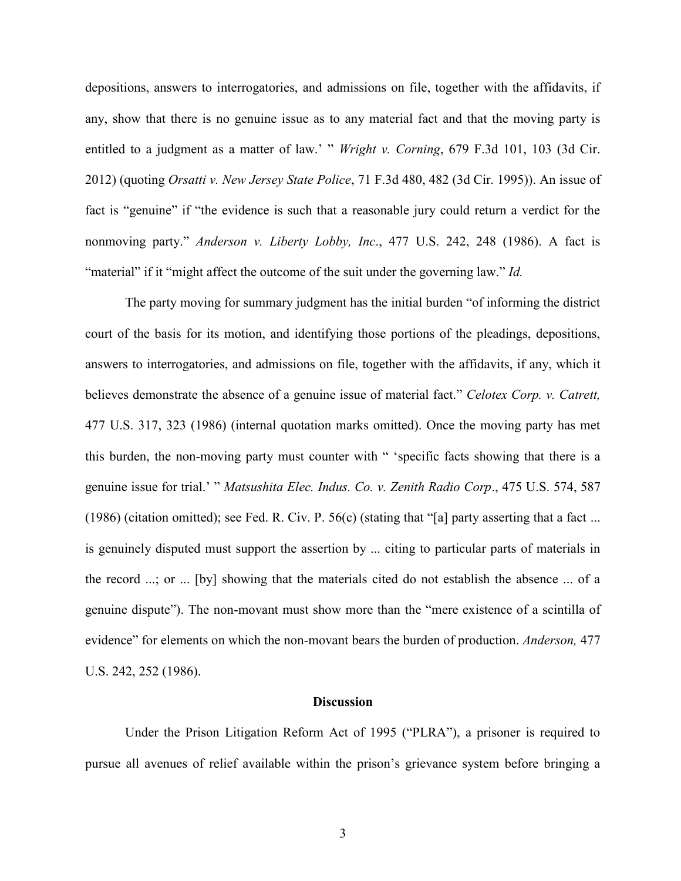depositions, answers to interrogatories, and admissions on file, together with the affidavits, if any, show that there is no genuine issue as to any material fact and that the moving party is entitled to a judgment as a matter of law.' " *Wright v. Corning*, 679 F.3d 101, 103 (3d Cir. 2012) (quoting *Orsatti v. New Jersey State Police*, 71 F.3d 480, 482 (3d Cir. 1995)). An issue of fact is "genuine" if "the evidence is such that a reasonable jury could return a verdict for the nonmoving party." *Anderson v. Liberty Lobby, Inc*., 477 U.S. 242, 248 (1986). A fact is "material" if it "might affect the outcome of the suit under the governing law." *Id.*

The party moving for summary judgment has the initial burden "of informing the district court of the basis for its motion, and identifying those portions of the pleadings, depositions, answers to interrogatories, and admissions on file, together with the affidavits, if any, which it believes demonstrate the absence of a genuine issue of material fact." *Celotex Corp. v. Catrett,* 477 U.S. 317, 323 (1986) (internal quotation marks omitted). Once the moving party has met this burden, the non-moving party must counter with " 'specific facts showing that there is a genuine issue for trial.' " *Matsushita Elec. Indus. Co. v. Zenith Radio Corp*., 475 U.S. 574, 587 (1986) (citation omitted); see Fed. R. Civ. P. 56(c) (stating that "[a] party asserting that a fact ... is genuinely disputed must support the assertion by ... citing to particular parts of materials in the record ...; or ... [by] showing that the materials cited do not establish the absence ... of a genuine dispute"). The non-movant must show more than the "mere existence of a scintilla of evidence" for elements on which the non-movant bears the burden of production. *Anderson,* 477 U.S. 242, 252 (1986).

**Discussion**

Under the Prison Litigation Reform Act of 1995 ("PLRA"), a prisoner is required to pursue all avenues of relief available within the prison's grievance system before bringing a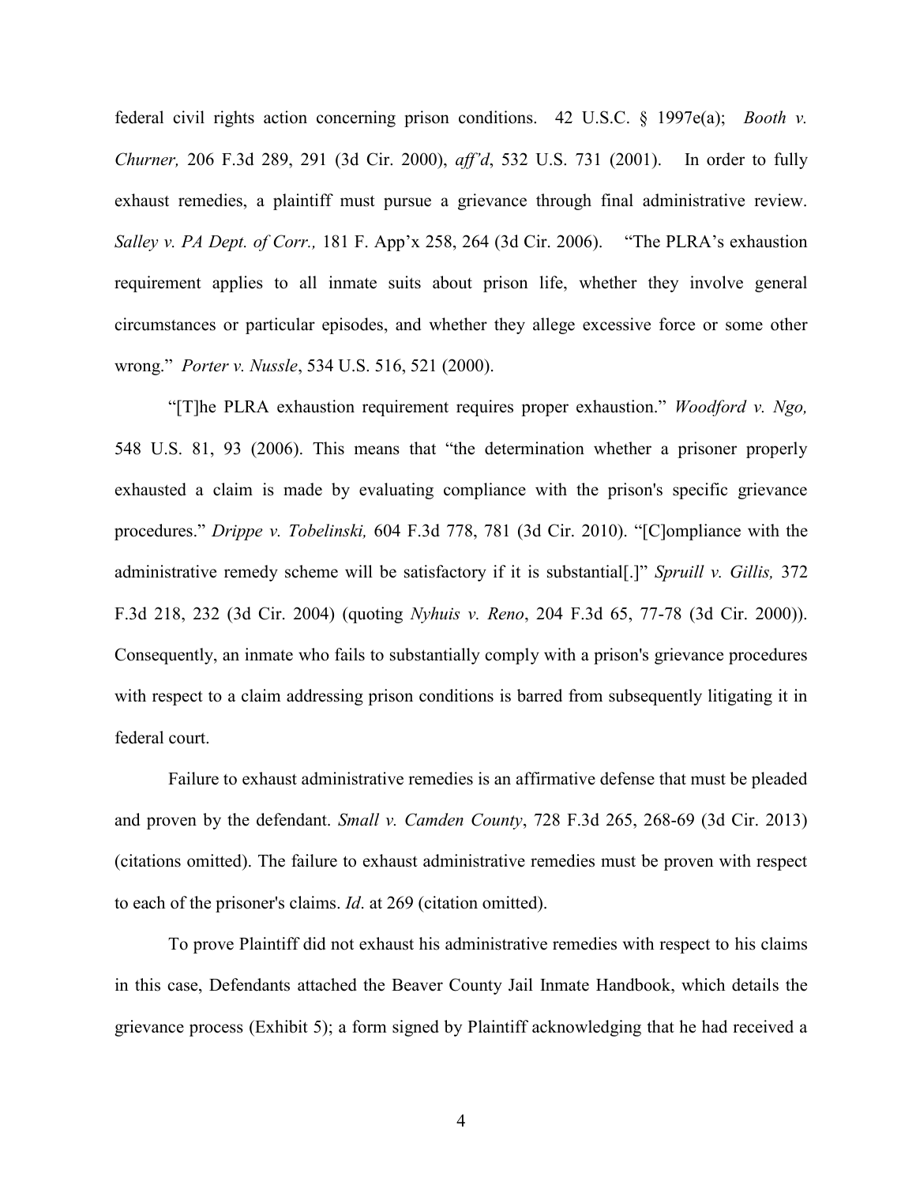federal civil rights action concerning prison conditions. 42 U.S.C. § 1997e(a); *Booth v. Churner,* 206 F.3d 289, 291 (3d Cir. 2000), *aff'd*, 532 U.S. 731 (2001). In order to fully exhaust remedies, a plaintiff must pursue a grievance through final administrative review. *Salley v. PA Dept. of Corr.,* 181 F. App'x 258, 264 (3d Cir. 2006). "The PLRA's exhaustion requirement applies to all inmate suits about prison life, whether they involve general circumstances or particular episodes, and whether they allege excessive force or some other wrong." *Porter v. Nussle*, 534 U.S. 516, 521 (2000).

"[T]he PLRA exhaustion requirement requires proper exhaustion." *Woodford v. Ngo,* 548 U.S. 81, 93 (2006). This means that "the determination whether a prisoner properly exhausted a claim is made by evaluating compliance with the prison's specific grievance procedures." *Drippe v. Tobelinski,* 604 F.3d 778, 781 (3d Cir. 2010). "[C]ompliance with the administrative remedy scheme will be satisfactory if it is substantial[.]" *Spruill v. Gillis,* 372 F.3d 218, 232 (3d Cir. 2004) (quoting *Nyhuis v. Reno*, 204 F.3d 65, 77-78 (3d Cir. 2000)). Consequently, an inmate who fails to substantially comply with a prison's grievance procedures with respect to a claim addressing prison conditions is barred from subsequently litigating it in federal court.

Failure to exhaust administrative remedies is an affirmative defense that must be pleaded and proven by the defendant. *Small v. Camden County*, 728 F.3d 265, 268-69 (3d Cir. 2013) (citations omitted). The failure to exhaust administrative remedies must be proven with respect to each of the prisoner's claims. *Id*. at 269 (citation omitted).

To prove Plaintiff did not exhaust his administrative remedies with respect to his claims in this case, Defendants attached the Beaver County Jail Inmate Handbook, which details the grievance process (Exhibit 5); a form signed by Plaintiff acknowledging that he had received a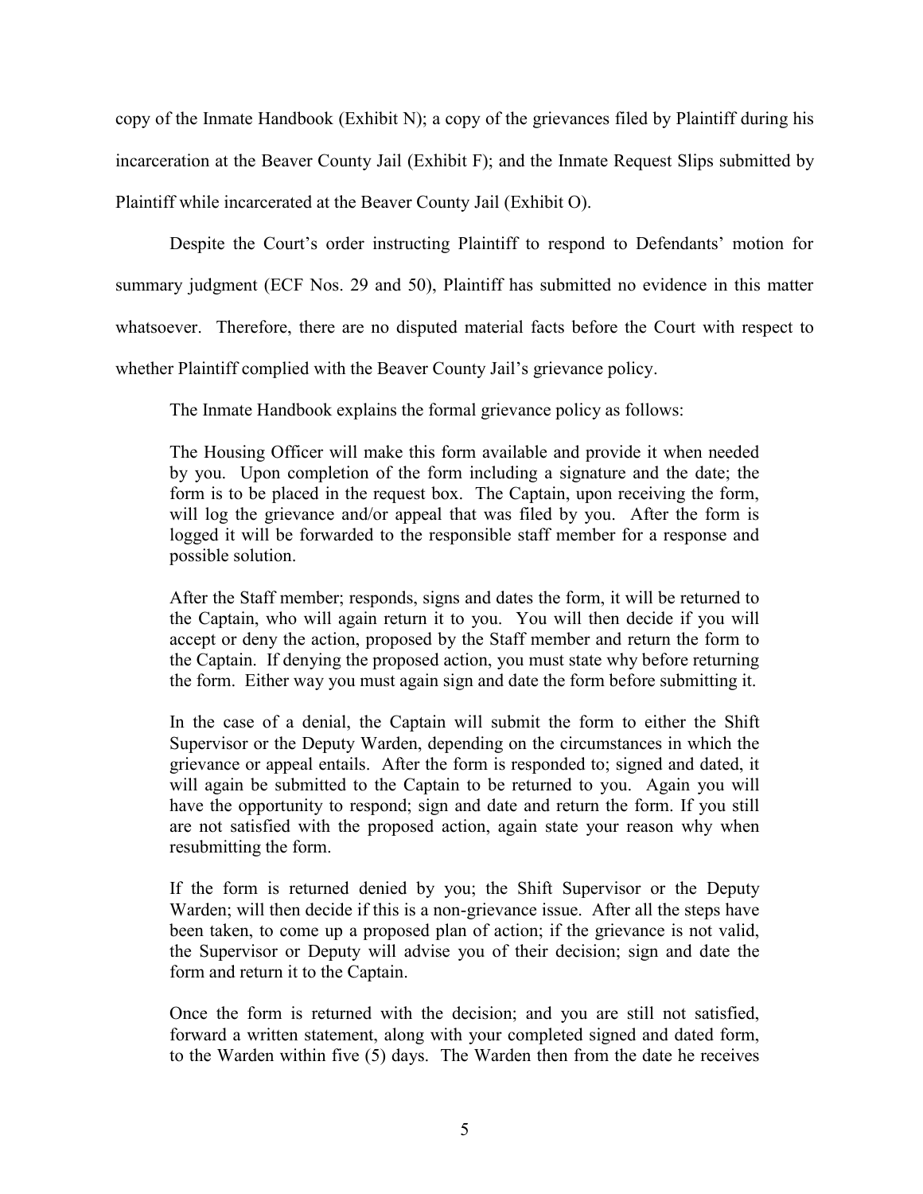copy of the Inmate Handbook (Exhibit N); a copy of the grievances filed by Plaintiff during his incarceration at the Beaver County Jail (Exhibit F); and the Inmate Request Slips submitted by Plaintiff while incarcerated at the Beaver County Jail (Exhibit O).

Despite the Court's order instructing Plaintiff to respond to Defendants' motion for summary judgment (ECF Nos. 29 and 50), Plaintiff has submitted no evidence in this matter whatsoever. Therefore, there are no disputed material facts before the Court with respect to whether Plaintiff complied with the Beaver County Jail's grievance policy.

The Inmate Handbook explains the formal grievance policy as follows:

> The Housing Officer will make this form available and provide it when needed by you. Upon completion of the form including a signature and the date; the form is to be placed in the request box. The Captain, upon receiving the form, will log the grievance and/or appeal that was filed by you. After the form is logged it will be forwarded to the responsible staff member for a response and possible solution.
>
> After the Staff member; responds, signs and dates the form, it will be returned to the Captain, who will again return it to you. You will then decide if you will accept or deny the action, proposed by the Staff member and return the form to the Captain. If denying the proposed action, you must state why before returning the form. Either way you must again sign and date the form before submitting it.
>
> In the case of a denial, the Captain will submit the form to either the Shift Supervisor or the Deputy Warden, depending on the circumstances in which the grievance or appeal entails. After the form is responded to; signed and dated, it will again be submitted to the Captain to be returned to you. Again you will have the opportunity to respond; sign and date and return the form. If you still are not satisfied with the proposed action, again state your reason why when resubmitting the form.
>
> If the form is returned denied by you; the Shift Supervisor or the Deputy Warden; will then decide if this is a non-grievance issue. After all the steps have been taken, to come up a proposed plan of action; if the grievance is not valid, the Supervisor or Deputy will advise you of their decision; sign and date the form and return it to the Captain.
>
> Once the form is returned with the decision; and you are still not satisfied, forward a written statement, along with your completed signed and dated form, to the Warden within five (5) days. The Warden then from the date he receives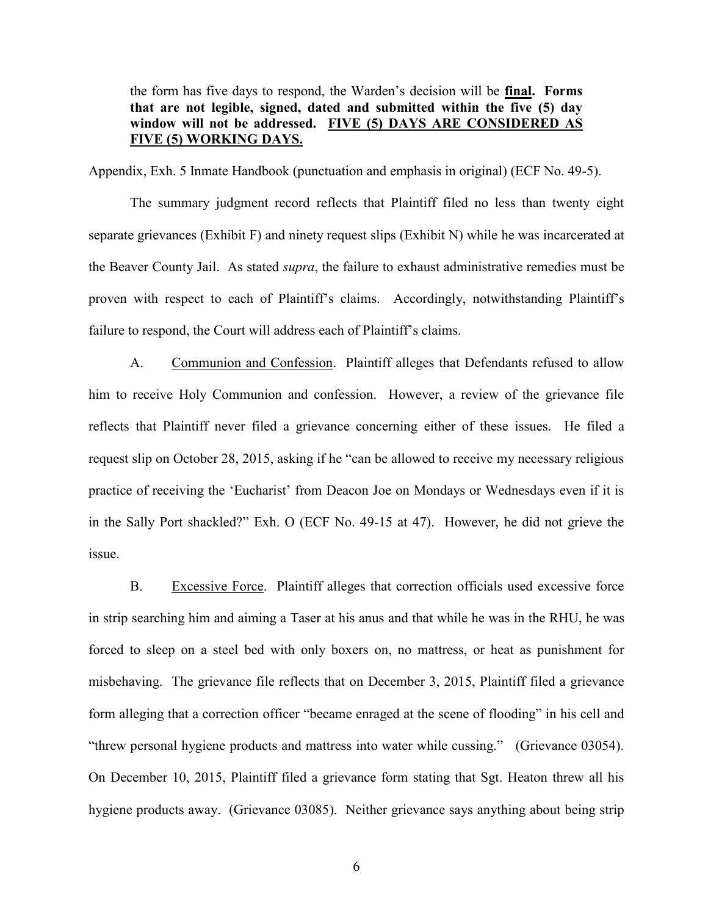the form has five days to respond, the Warden's decision will be **final**. **Forms that are not legible, signed, dated and submitted within the five (5) day window will not be addressed. FIVE (5) DAYS ARE CONSIDERED AS FIVE (5) WORKING DAYS.**

Appendix, Exh. 5 Inmate Handbook (punctuation and emphasis in original) (ECF No. 49-5).

The summary judgment record reflects that Plaintiff filed no less than twenty eight separate grievances (Exhibit F) and ninety request slips (Exhibit N) while he was incarcerated at the Beaver County Jail. As stated *supra*, the failure to exhaust administrative remedies must be proven with respect to each of Plaintiff's claims. Accordingly, notwithstanding Plaintiff's failure to respond, the Court will address each of Plaintiff's claims.

A. Communion and Confession. Plaintiff alleges that Defendants refused to allow him to receive Holy Communion and confession. However, a review of the grievance file reflects that Plaintiff never filed a grievance concerning either of these issues. He filed a request slip on October 28, 2015, asking if he "can be allowed to receive my necessary religious practice of receiving the 'Eucharist' from Deacon Joe on Mondays or Wednesdays even if it is in the Sally Port shackled?" Exh. O (ECF No. 49-15 at 47). However, he did not grieve the issue.

B. Excessive Force. Plaintiff alleges that correction officials used excessive force in strip searching him and aiming a Taser at his anus and that while he was in the RHU, he was forced to sleep on a steel bed with only boxers on, no mattress, or heat as punishment for misbehaving. The grievance file reflects that on December 3, 2015, Plaintiff filed a grievance form alleging that a correction officer "became enraged at the scene of flooding" in his cell and "threw personal hygiene products and mattress into water while cussing." (Grievance 03054). On December 10, 2015, Plaintiff filed a grievance form stating that Sgt. Heaton threw all his hygiene products away. (Grievance 03085). Neither grievance says anything about being strip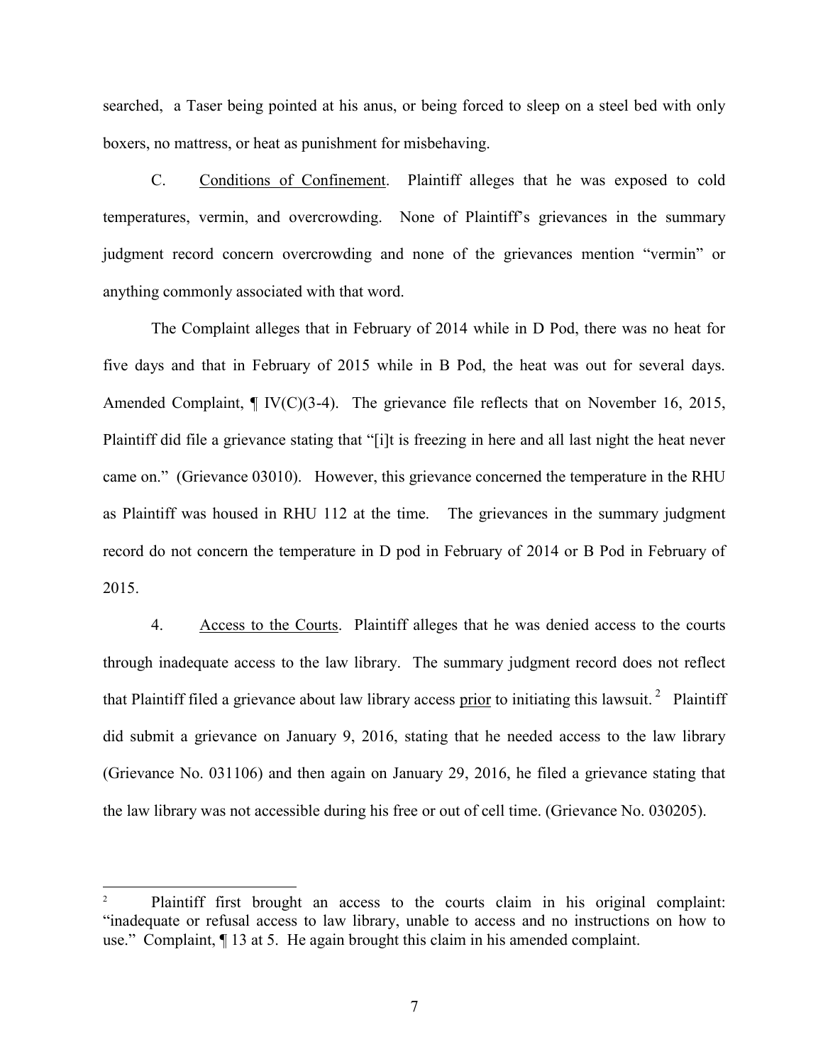searched, a Taser being pointed at his anus, or being forced to sleep on a steel bed with only boxers, no mattress, or heat as punishment for misbehaving.

C. <u>Conditions of Confinement</u>. Plaintiff alleges that he was exposed to cold temperatures, vermin, and overcrowding. None of Plaintiff's grievances in the summary judgment record concern overcrowding and none of the grievances mention "vermin" or anything commonly associated with that word.

The Complaint alleges that in February of 2014 while in D Pod, there was no heat for five days and that in February of 2015 while in B Pod, the heat was out for several days. Amended Complaint, ¶ IV(C)(3-4). The grievance file reflects that on November 16, 2015, Plaintiff did file a grievance stating that "[i]t is freezing in here and all last night the heat never came on." (Grievance 03010). However, this grievance concerned the temperature in the RHU as Plaintiff was housed in RHU 112 at the time. The grievances in the summary judgment record do not concern the temperature in D pod in February of 2014 or B Pod in February of 2015.

4. <u>Access to the Courts</u>. Plaintiff alleges that he was denied access to the courts through inadequate access to the law library. The summary judgment record does not reflect that Plaintiff filed a grievance about law library access <u>prior</u> to initiating this lawsuit.[2] Plaintiff did submit a grievance on January 9, 2016, stating that he needed access to the law library (Grievance No. 031106) and then again on January 29, 2016, he filed a grievance stating that the law library was not accessible during his free or out of cell time. (Grievance No. 030205).

---

[2] Plaintiff first brought an access to the courts claim in his original complaint: "inadequate or refusal access to law library, unable to access and no instructions on how to use." Complaint, ¶ 13 at 5. He again brought this claim in his amended complaint.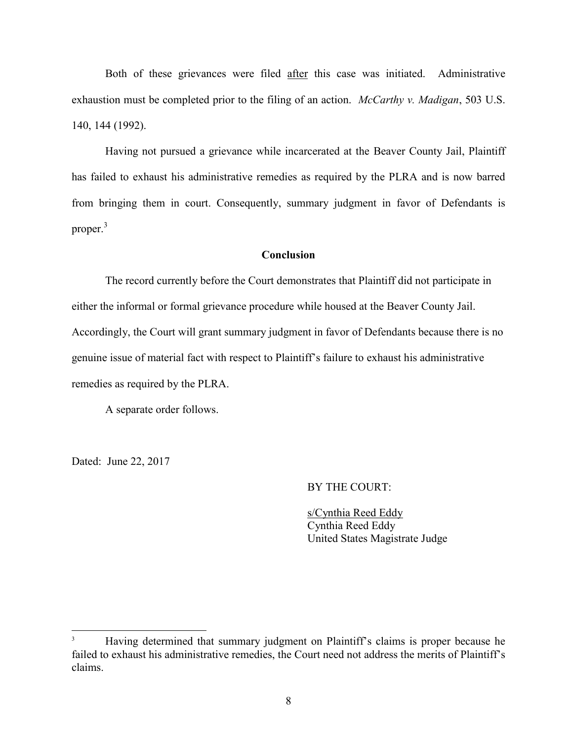Both of these grievances were filed <u>after</u> this case was initiated. Administrative exhaustion must be completed prior to the filing of an action. *McCarthy v. Madigan*, 503 U.S. 140, 144 (1992).

Having not pursued a grievance while incarcerated at the Beaver County Jail, Plaintiff has failed to exhaust his administrative remedies as required by the PLRA and is now barred from bringing them in court. Consequently, summary judgment in favor of Defendants is proper.[3]

**Conclusion**

The record currently before the Court demonstrates that Plaintiff did not participate in either the informal or formal grievance procedure while housed at the Beaver County Jail. Accordingly, the Court will grant summary judgment in favor of Defendants because there is no genuine issue of material fact with respect to Plaintiff's failure to exhaust his administrative remedies as required by the PLRA.

A separate order follows.

Dated: June 22, 2017

BY THE COURT:

<u>s/Cynthia Reed Eddy</u>
Cynthia Reed Eddy
United States Magistrate Judge

---

[3] Having determined that summary judgment on Plaintiff's claims is proper because he failed to exhaust his administrative remedies, the Court need not address the merits of Plaintiff's claims.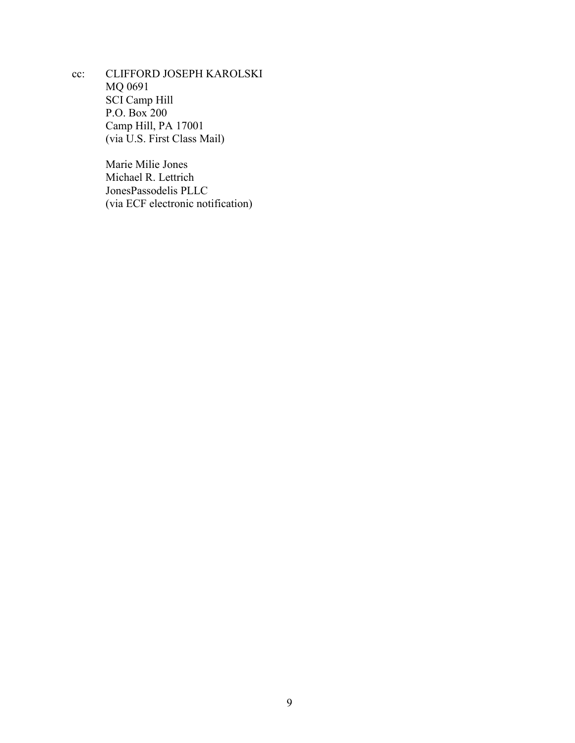cc: CLIFFORD JOSEPH KAROLSKI
MQ 0691
SCI Camp Hill
P.O. Box 200
Camp Hill, PA 17001
(via U.S. First Class Mail)

Marie Milie Jones
Michael R. Lettrich
JonesPassodelis PLLC
(via ECF electronic notification)